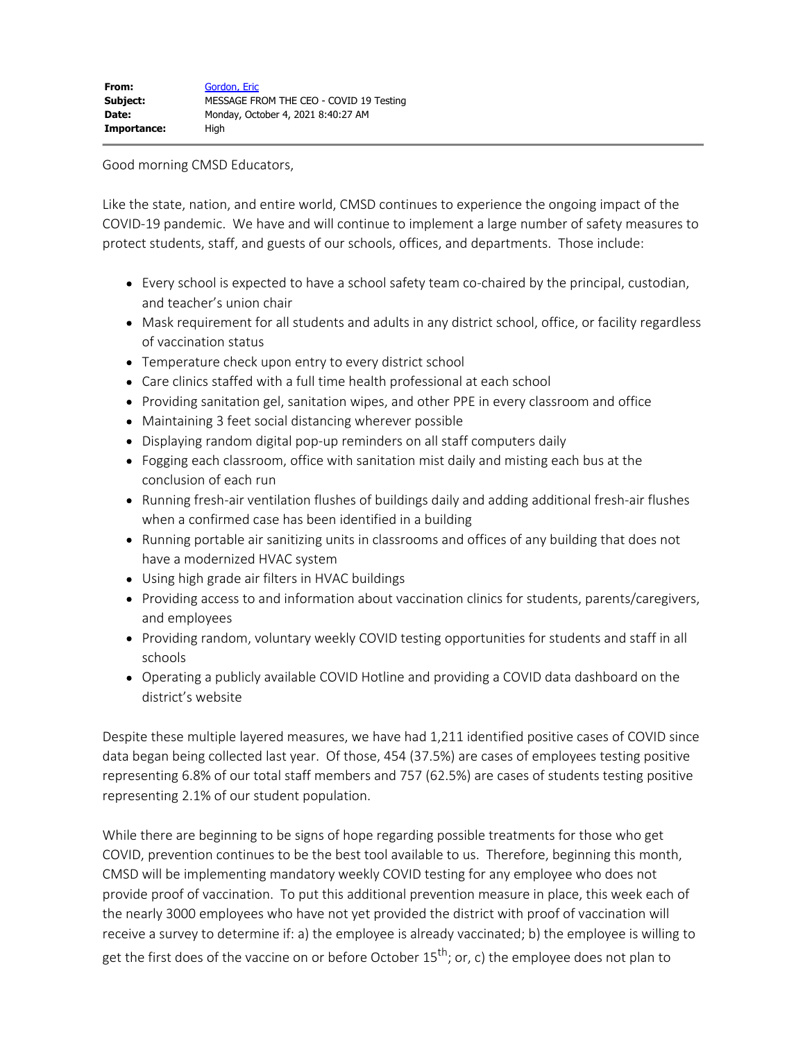**From:** Gordon, Eric
**Subject:** MESSAGE FROM THE CEO - COVID 19 Testing
**Date:** Monday, October 4, 2021 8:40:27 AM
**Importance:** High

---

Good morning CMSD Educators,

Like the state, nation, and entire world, CMSD continues to experience the ongoing impact of the COVID-19 pandemic. We have and will continue to implement a large number of safety measures to protect students, staff, and guests of our schools, offices, and departments. Those include:

- Every school is expected to have a school safety team co-chaired by the principal, custodian, and teacher's union chair
- Mask requirement for all students and adults in any district school, office, or facility regardless of vaccination status
- Temperature check upon entry to every district school
- Care clinics staffed with a full time health professional at each school
- Providing sanitation gel, sanitation wipes, and other PPE in every classroom and office
- Maintaining 3 feet social distancing wherever possible
- Displaying random digital pop-up reminders on all staff computers daily
- Fogging each classroom, office with sanitation mist daily and misting each bus at the conclusion of each run
- Running fresh-air ventilation flushes of buildings daily and adding additional fresh-air flushes when a confirmed case has been identified in a building
- Running portable air sanitizing units in classrooms and offices of any building that does not have a modernized HVAC system
- Using high grade air filters in HVAC buildings
- Providing access to and information about vaccination clinics for students, parents/caregivers, and employees
- Providing random, voluntary weekly COVID testing opportunities for students and staff in all schools
- Operating a publicly available COVID Hotline and providing a COVID data dashboard on the district's website

Despite these multiple layered measures, we have had 1,211 identified positive cases of COVID since data began being collected last year. Of those, 454 (37.5%) are cases of employees testing positive representing 6.8% of our total staff members and 757 (62.5%) are cases of students testing positive representing 2.1% of our student population.

While there are beginning to be signs of hope regarding possible treatments for those who get COVID, prevention continues to be the best tool available to us. Therefore, beginning this month, CMSD will be implementing mandatory weekly COVID testing for any employee who does not provide proof of vaccination. To put this additional prevention measure in place, this week each of the nearly 3000 employees who have not yet provided the district with proof of vaccination will receive a survey to determine if: a) the employee is already vaccinated; b) the employee is willing to get the first does of the vaccine on or before October 15th; or, c) the employee does not plan to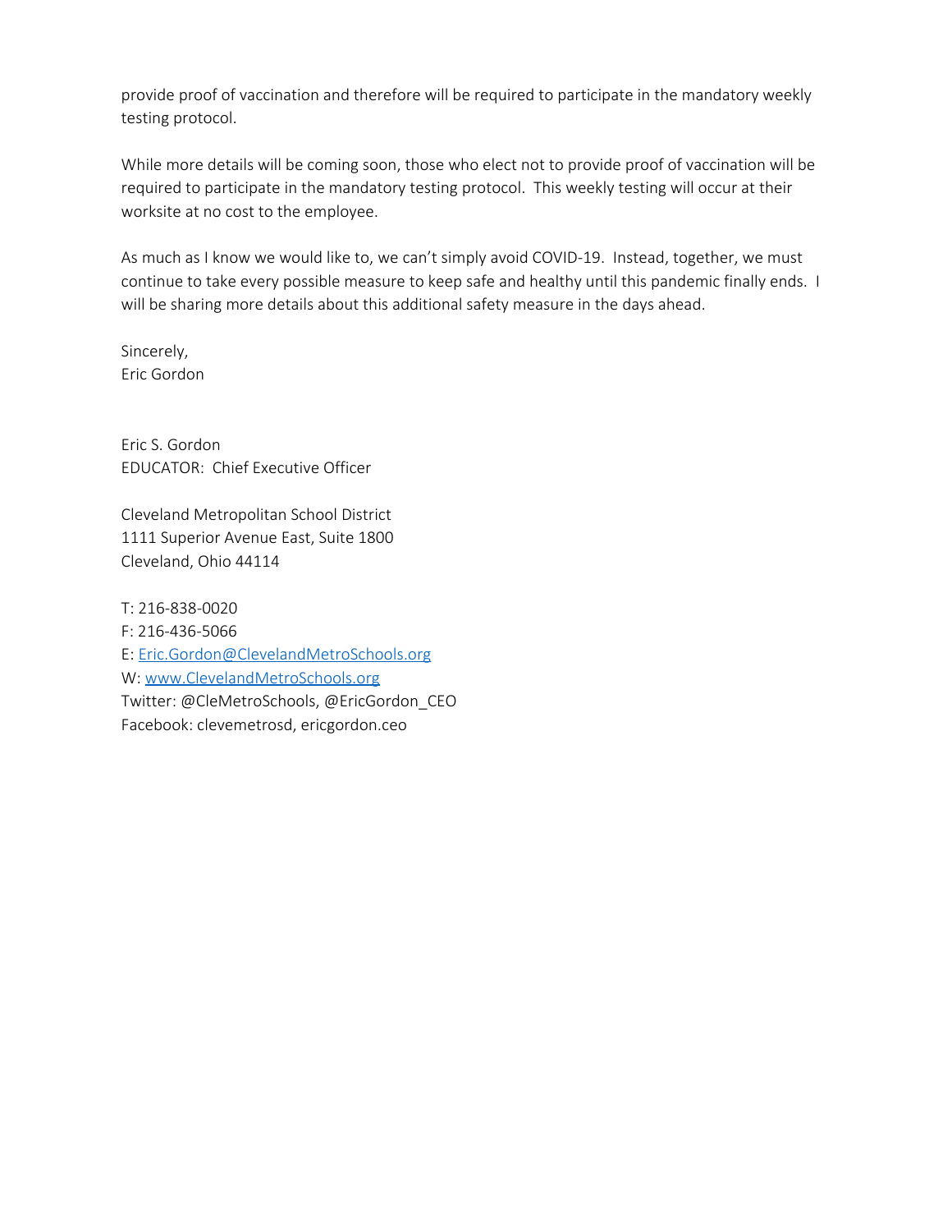provide proof of vaccination and therefore will be required to participate in the mandatory weekly testing protocol.

While more details will be coming soon, those who elect not to provide proof of vaccination will be required to participate in the mandatory testing protocol. This weekly testing will occur at their worksite at no cost to the employee.

As much as I know we would like to, we can't simply avoid COVID-19. Instead, together, we must continue to take every possible measure to keep safe and healthy until this pandemic finally ends. I will be sharing more details about this additional safety measure in the days ahead.

Sincerely,
Eric Gordon

Eric S. Gordon
EDUCATOR: Chief Executive Officer

Cleveland Metropolitan School District
1111 Superior Avenue East, Suite 1800
Cleveland, Ohio 44114

T: 216-838-0020
F: 216-436-5066
E: Eric.Gordon@ClevelandMetroSchools.org
W: www.ClevelandMetroSchools.org
Twitter: @CleMetroSchools, @EricGordon_CEO
Facebook: clevemetrosd, ericgordon.ceo